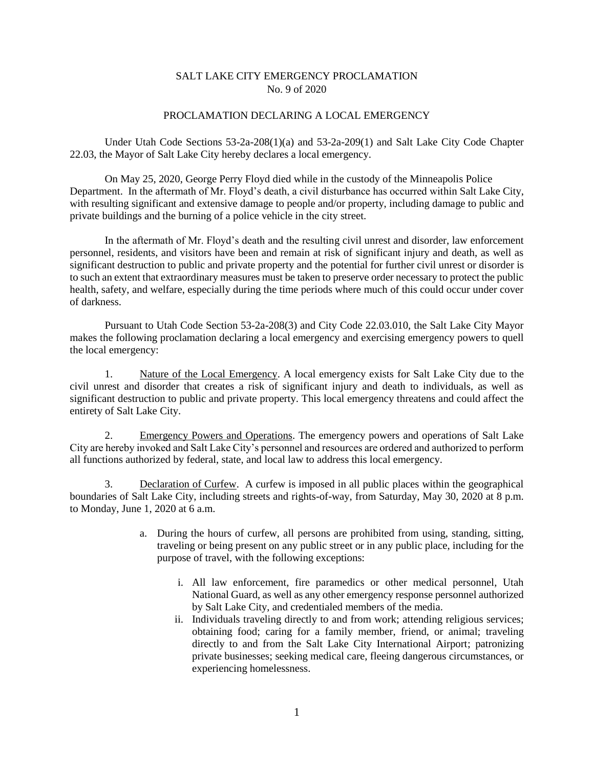# SALT LAKE CITY EMERGENCY PROCLAMATION
## No. 9 of 2020

## PROCLAMATION DECLARING A LOCAL EMERGENCY

Under Utah Code Sections 53-2a-208(1)(a) and 53-2a-209(1) and Salt Lake City Code Chapter 22.03, the Mayor of Salt Lake City hereby declares a local emergency.

On May 25, 2020, George Perry Floyd died while in the custody of the Minneapolis Police Department. In the aftermath of Mr. Floyd's death, a civil disturbance has occurred within Salt Lake City, with resulting significant and extensive damage to people and/or property, including damage to public and private buildings and the burning of a police vehicle in the city street.

In the aftermath of Mr. Floyd's death and the resulting civil unrest and disorder, law enforcement personnel, residents, and visitors have been and remain at risk of significant injury and death, as well as significant destruction to public and private property and the potential for further civil unrest or disorder is to such an extent that extraordinary measures must be taken to preserve order necessary to protect the public health, safety, and welfare, especially during the time periods where much of this could occur under cover of darkness.

Pursuant to Utah Code Section 53-2a-208(3) and City Code 22.03.010, the Salt Lake City Mayor makes the following proclamation declaring a local emergency and exercising emergency powers to quell the local emergency:

1. <u>Nature of the Local Emergency</u>. A local emergency exists for Salt Lake City due to the civil unrest and disorder that creates a risk of significant injury and death to individuals, as well as significant destruction to public and private property. This local emergency threatens and could affect the entirety of Salt Lake City.

2. <u>Emergency Powers and Operations</u>. The emergency powers and operations of Salt Lake City are hereby invoked and Salt Lake City's personnel and resources are ordered and authorized to perform all functions authorized by federal, state, and local law to address this local emergency.

3. <u>Declaration of Curfew</u>. A curfew is imposed in all public places within the geographical boundaries of Salt Lake City, including streets and rights-of-way, from Saturday, May 30, 2020 at 8 p.m. to Monday, June 1, 2020 at 6 a.m.

   a. During the hours of curfew, all persons are prohibited from using, standing, sitting, traveling or being present on any public street or in any public place, including for the purpose of travel, with the following exceptions:

      i. All law enforcement, fire paramedics or other medical personnel, Utah National Guard, as well as any other emergency response personnel authorized by Salt Lake City, and credentialed members of the media.

      ii. Individuals traveling directly to and from work; attending religious services; obtaining food; caring for a family member, friend, or animal; traveling directly to and from the Salt Lake City International Airport; patronizing private businesses; seeking medical care, fleeing dangerous circumstances, or experiencing homelessness.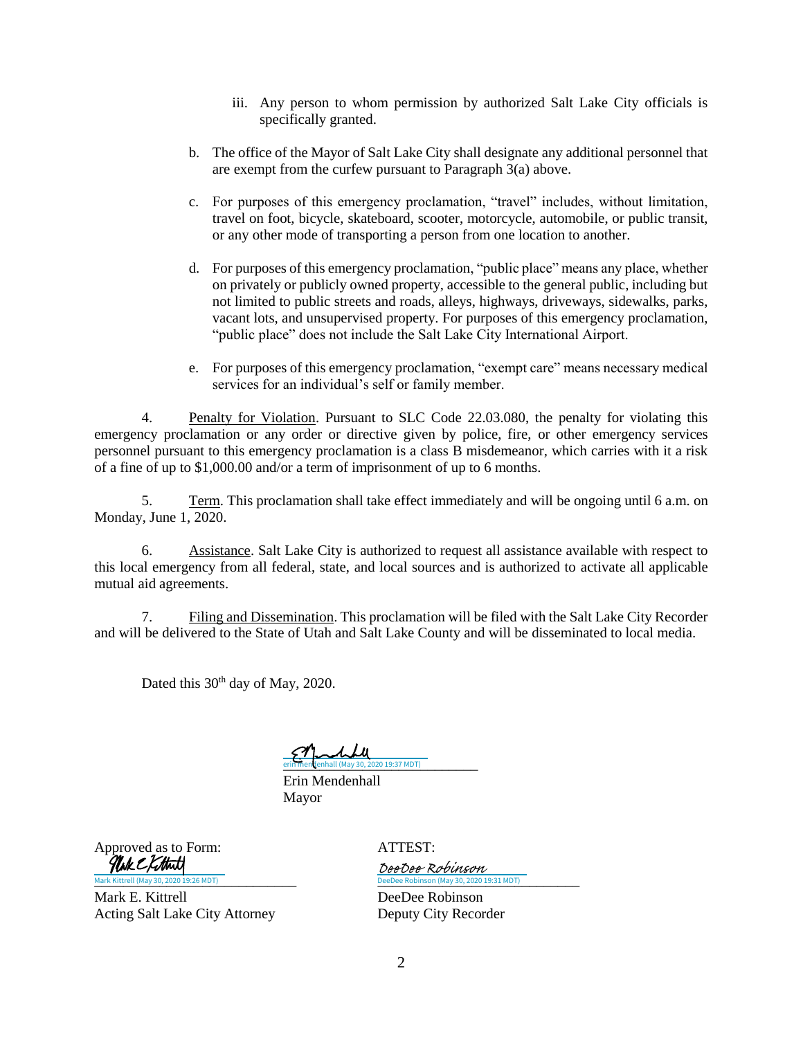iii. Any person to whom permission by authorized Salt Lake City officials is specifically granted.

b. The office of the Mayor of Salt Lake City shall designate any additional personnel that are exempt from the curfew pursuant to Paragraph 3(a) above.

c. For purposes of this emergency proclamation, "travel" includes, without limitation, travel on foot, bicycle, skateboard, scooter, motorcycle, automobile, or public transit, or any other mode of transporting a person from one location to another.

d. For purposes of this emergency proclamation, "public place" means any place, whether on privately or publicly owned property, accessible to the general public, including but not limited to public streets and roads, alleys, highways, driveways, sidewalks, parks, vacant lots, and unsupervised property. For purposes of this emergency proclamation, "public place" does not include the Salt Lake City International Airport.

e. For purposes of this emergency proclamation, "exempt care" means necessary medical services for an individual's self or family member.

4. Penalty for Violation. Pursuant to SLC Code 22.03.080, the penalty for violating this emergency proclamation or any order or directive given by police, fire, or other emergency services personnel pursuant to this emergency proclamation is a class B misdemeanor, which carries with it a risk of a fine of up to $1,000.00 and/or a term of imprisonment of up to 6 months.

5. Term. This proclamation shall take effect immediately and will be ongoing until 6 a.m. on Monday, June 1, 2020.

6. Assistance. Salt Lake City is authorized to request all assistance available with respect to this local emergency from all federal, state, and local sources and is authorized to activate all applicable mutual aid agreements.

7. Filing and Dissemination. This proclamation will be filed with the Salt Lake City Recorder and will be delivered to the State of Utah and Salt Lake County and will be disseminated to local media.

Dated this 30th day of May, 2020.

erin mendenhall (May 30, 2020 19:37 MDT)
Erin Mendenhall
Mayor

Approved as to Form:
Mark Kittrell (May 30, 2020 19:26 MDT)
Mark E. Kittrell
Acting Salt Lake City Attorney

ATTEST:
DeeDee Robinson (May 30, 2020 19:31 MDT)
DeeDee Robinson
Deputy City Recorder